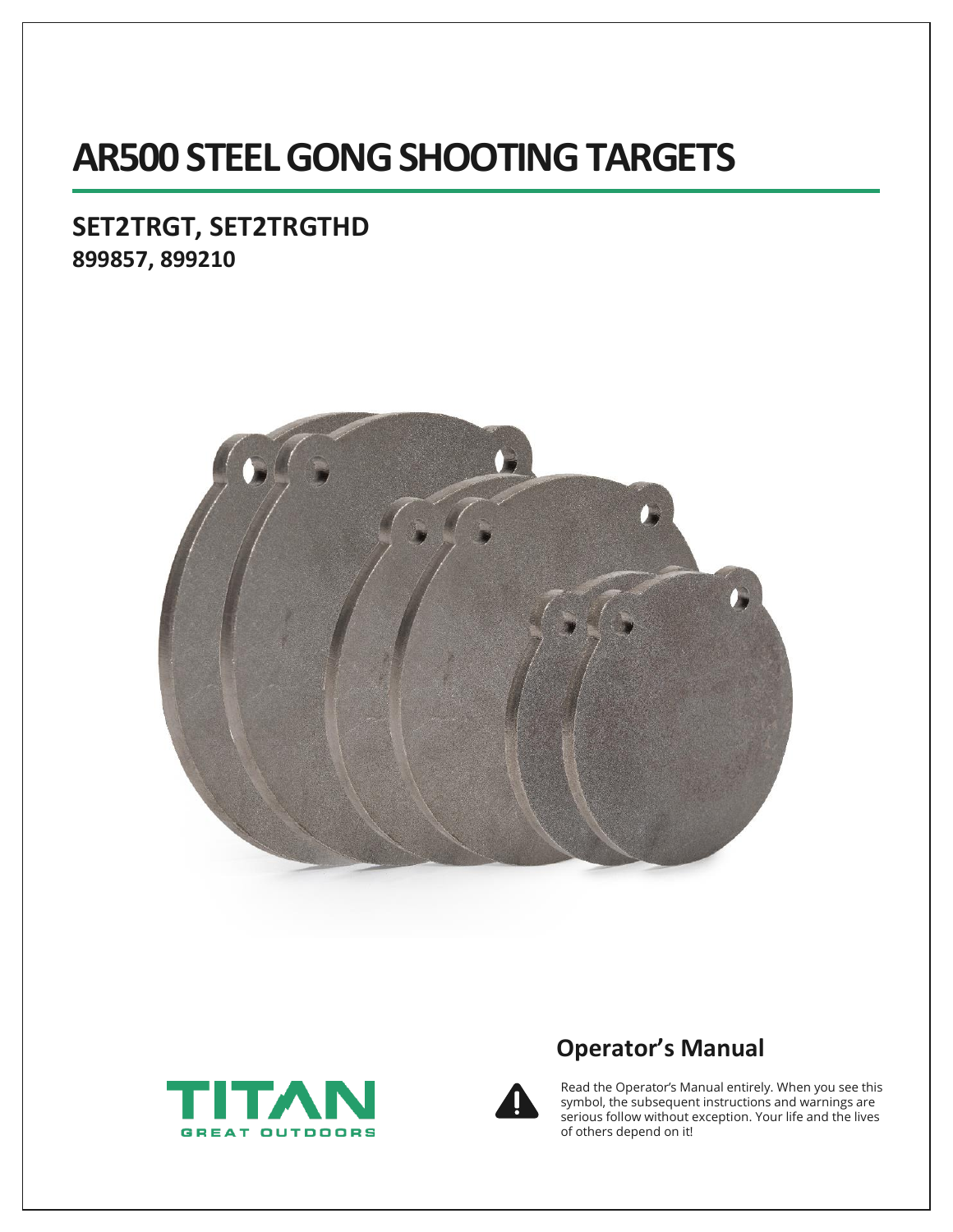# AR500 STEEL GONG SHOOTING TARGETS

## SET2TRGT, SET2TRGTHD
**899857, 899210**

TITAN
GREAT OUTDOORS

## Operator's Manual

Read the Operator's Manual entirely. When you see this symbol, the subsequent instructions and warnings are serious follow without exception. Your life and the lives of others depend on it!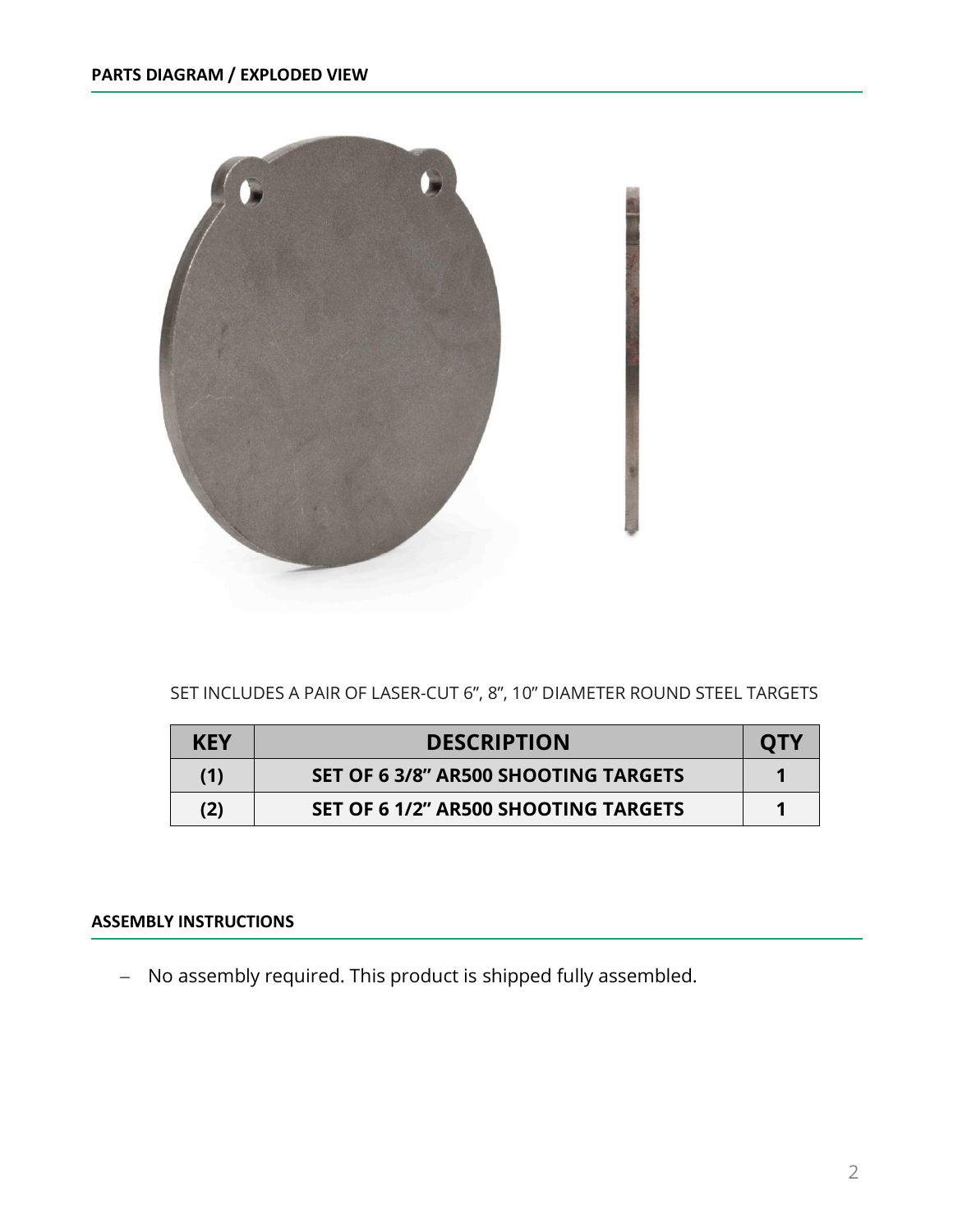## PARTS DIAGRAM / EXPLODED VIEW

SET INCLUDES A PAIR OF LASER-CUT 6", 8", 10" DIAMETER ROUND STEEL TARGETS

| KEY | DESCRIPTION | QTY |
|---|---|---|
| (1) | SET OF 6 3/8" AR500 SHOOTING TARGETS | 1 |
| (2) | SET OF 6 1/2" AR500 SHOOTING TARGETS | 1 |

## ASSEMBLY INSTRUCTIONS

- No assembly required. This product is shipped fully assembled.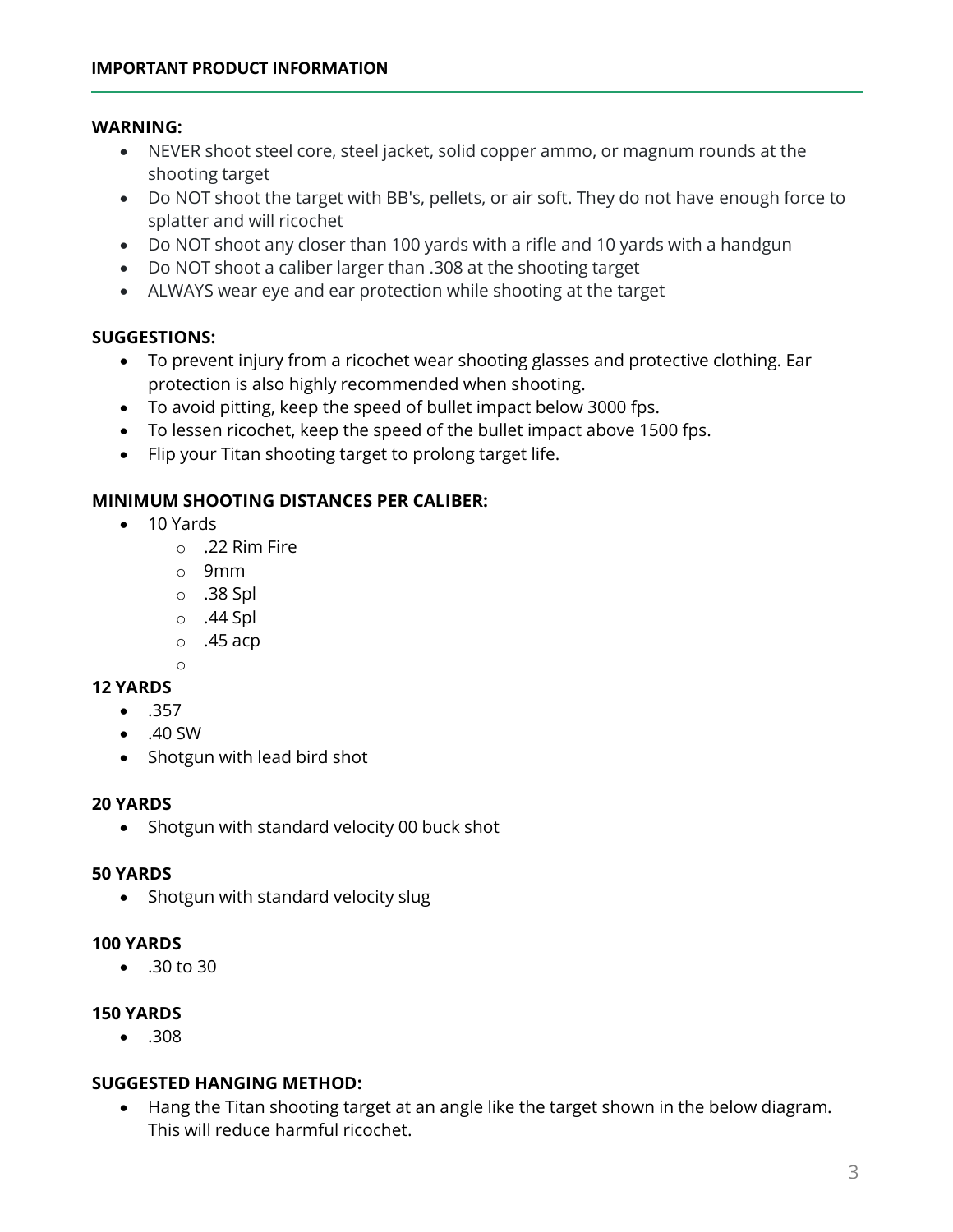## IMPORTANT PRODUCT INFORMATION

**WARNING:**

- NEVER shoot steel core, steel jacket, solid copper ammo, or magnum rounds at the shooting target
- Do NOT shoot the target with BB's, pellets, or air soft. They do not have enough force to splatter and will ricochet
- Do NOT shoot any closer than 100 yards with a rifle and 10 yards with a handgun
- Do NOT shoot a caliber larger than .308 at the shooting target
- ALWAYS wear eye and ear protection while shooting at the target

**SUGGESTIONS:**

- To prevent injury from a ricochet wear shooting glasses and protective clothing. Ear protection is also highly recommended when shooting.
- To avoid pitting, keep the speed of bullet impact below 3000 fps.
- To lessen ricochet, keep the speed of the bullet impact above 1500 fps.
- Flip your Titan shooting target to prolong target life.

**MINIMUM SHOOTING DISTANCES PER CALIBER:**

- 10 Yards
  - .22 Rim Fire
  - 9mm
  - .38 Spl
  - .44 Spl
  - .45 acp

**12 YARDS**

- .357
- .40 SW
- Shotgun with lead bird shot

**20 YARDS**

- Shotgun with standard velocity 00 buck shot

**50 YARDS**

- Shotgun with standard velocity slug

**100 YARDS**

- .30 to 30

**150 YARDS**

- .308

**SUGGESTED HANGING METHOD:**

- Hang the Titan shooting target at an angle like the target shown in the below diagram. This will reduce harmful ricochet.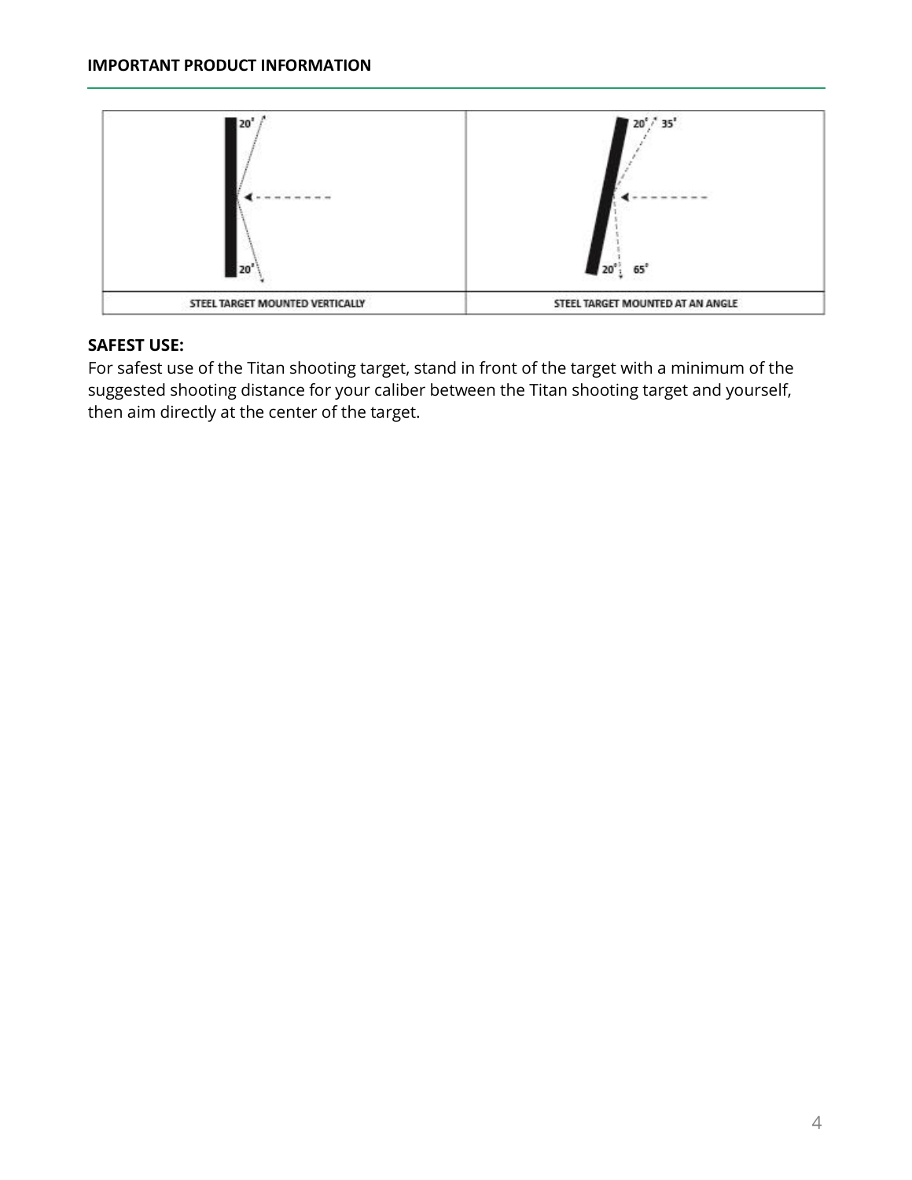**IMPORTANT PRODUCT INFORMATION**

| STEEL TARGET MOUNTED VERTICALLY | STEEL TARGET MOUNTED AT AN ANGLE |
| --- | --- |

**SAFEST USE:**
For safest use of the Titan shooting target, stand in front of the target with a minimum of the suggested shooting distance for your caliber between the Titan shooting target and yourself, then aim directly at the center of the target.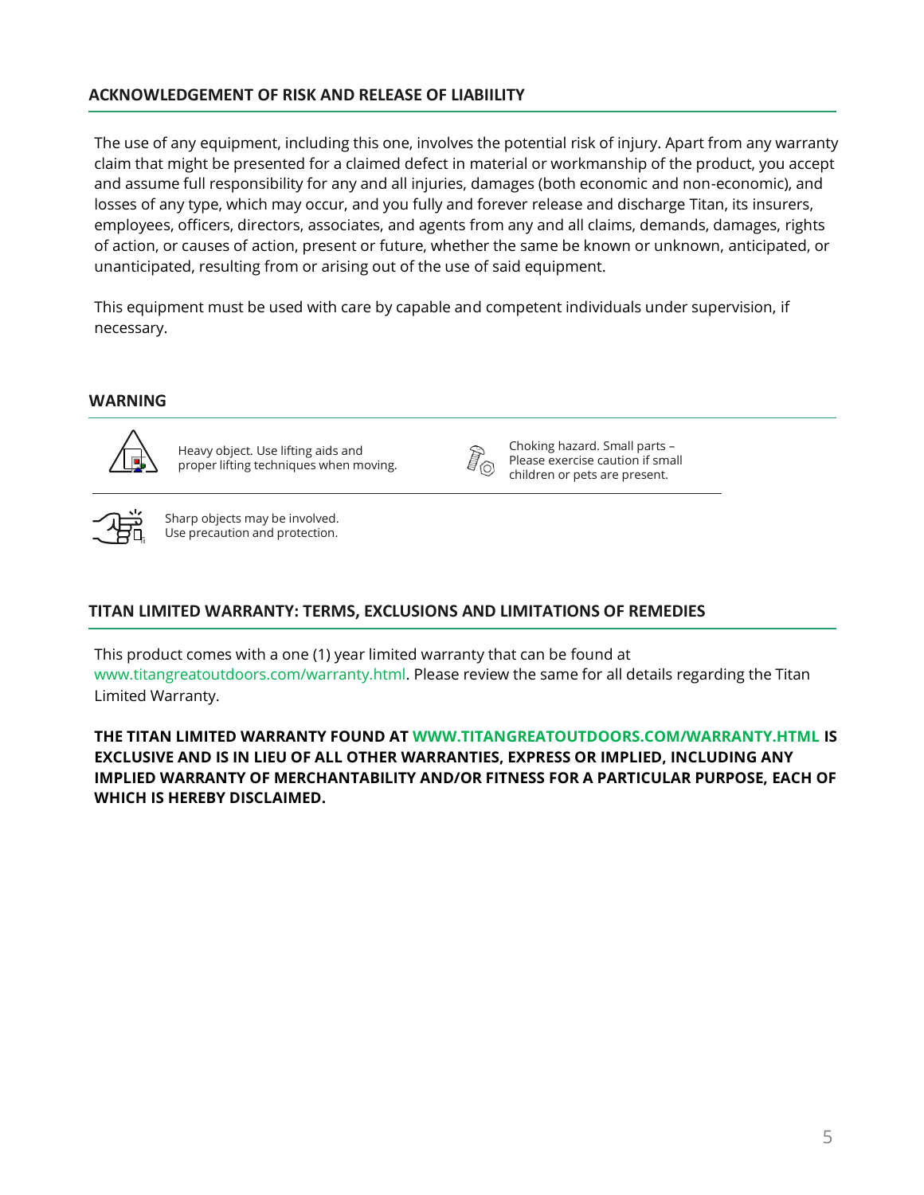## ACKNOWLEDGEMENT OF RISK AND RELEASE OF LIABIILITY

The use of any equipment, including this one, involves the potential risk of injury. Apart from any warranty claim that might be presented for a claimed defect in material or workmanship of the product, you accept and assume full responsibility for any and all injuries, damages (both economic and non-economic), and losses of any type, which may occur, and you fully and forever release and discharge Titan, its insurers, employees, officers, directors, associates, and agents from any and all claims, demands, damages, rights of action, or causes of action, present or future, whether the same be known or unknown, anticipated, or unanticipated, resulting from or arising out of the use of said equipment.

This equipment must be used with care by capable and competent individuals under supervision, if necessary.

## WARNING

Heavy object. Use lifting aids and proper lifting techniques when moving.

Choking hazard. Small parts – Please exercise caution if small children or pets are present.

Sharp objects may be involved. Use precaution and protection.

## TITAN LIMITED WARRANTY: TERMS, EXCLUSIONS AND LIMITATIONS OF REMEDIES

This product comes with a one (1) year limited warranty that can be found at www.titangreatoutdoors.com/warranty.html. Please review the same for all details regarding the Titan Limited Warranty.

**THE TITAN LIMITED WARRANTY FOUND AT WWW.TITANGREATOUTDOORS.COM/WARRANTY.HTML IS EXCLUSIVE AND IS IN LIEU OF ALL OTHER WARRANTIES, EXPRESS OR IMPLIED, INCLUDING ANY IMPLIED WARRANTY OF MERCHANTABILITY AND/OR FITNESS FOR A PARTICULAR PURPOSE, EACH OF WHICH IS HEREBY DISCLAIMED.**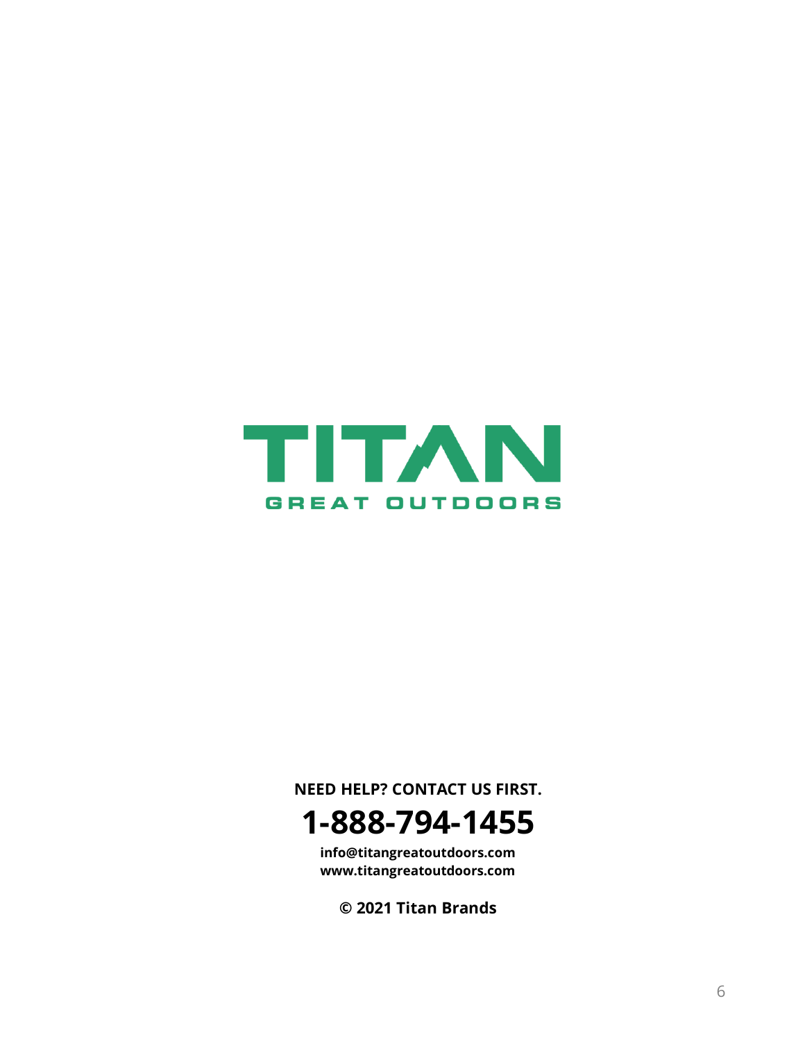TITAN

GREAT OUTDOORS

**NEED HELP? CONTACT US FIRST.**

# 1-888-794-1455

**info@titangreatoutdoors.com**
**www.titangreatoutdoors.com**

**© 2021 Titan Brands**